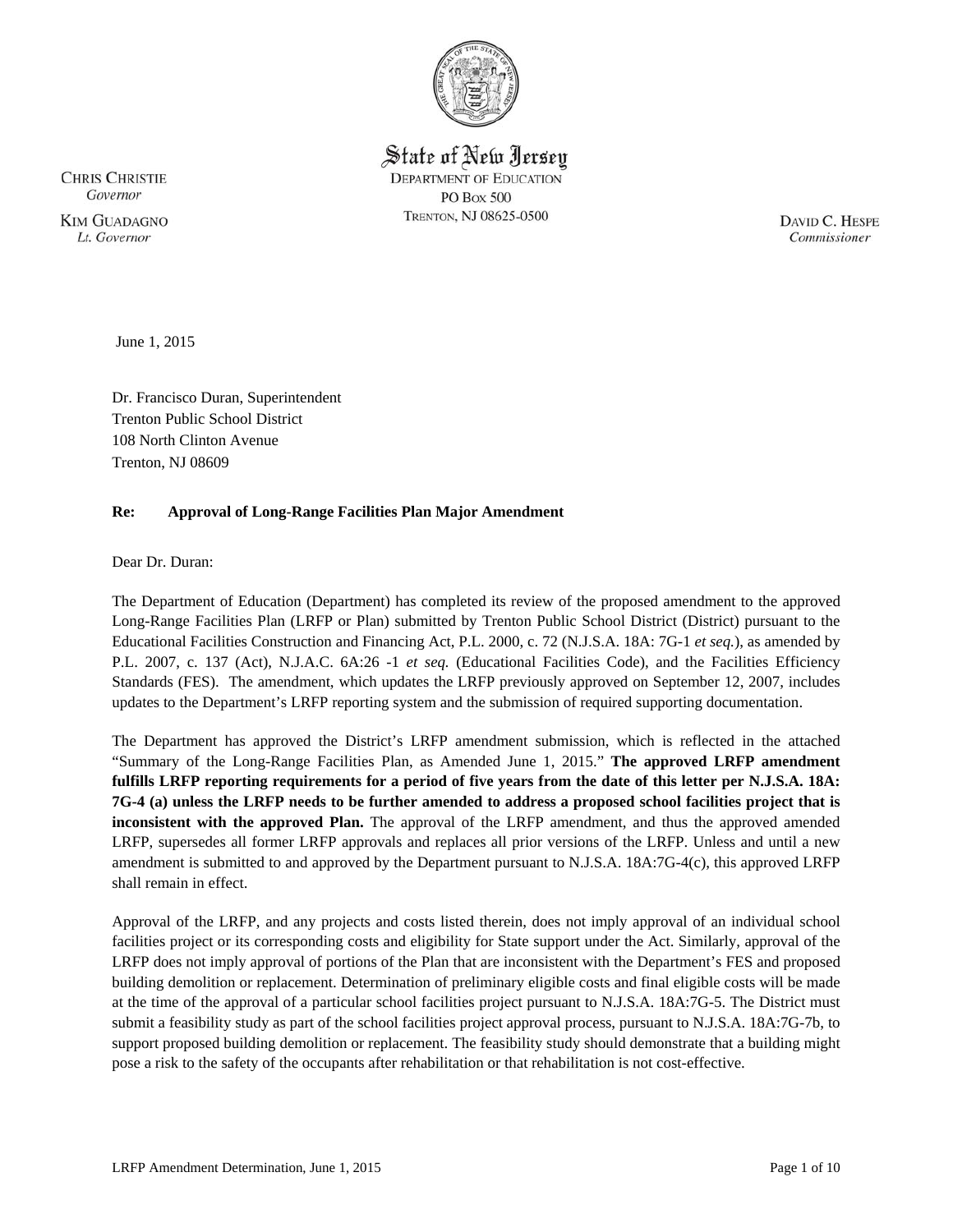State of New Jersey

DEPARTMENT OF EDUCATION
PO BOX 500
TRENTON, NJ 08625-0500

CHRIS CHRISTIE
*Governor*

KIM GUADAGNO
*Lt. Governor*

DAVID C. HESPE
*Commissioner*

June 1, 2015

Dr. Francisco Duran, Superintendent
Trenton Public School District
108 North Clinton Avenue
Trenton, NJ 08609

**Re: Approval of Long-Range Facilities Plan Major Amendment**

Dear Dr. Duran:

The Department of Education (Department) has completed its review of the proposed amendment to the approved Long-Range Facilities Plan (LRFP or Plan) submitted by Trenton Public School District (District) pursuant to the Educational Facilities Construction and Financing Act, P.L. 2000, c. 72 (N.J.S.A. 18A: 7G-1 *et seq.*), as amended by P.L. 2007, c. 137 (Act), N.J.A.C. 6A:26 -1 *et seq.* (Educational Facilities Code), and the Facilities Efficiency Standards (FES). The amendment, which updates the LRFP previously approved on September 12, 2007, includes updates to the Department's LRFP reporting system and the submission of required supporting documentation.

The Department has approved the District's LRFP amendment submission, which is reflected in the attached "Summary of the Long-Range Facilities Plan, as Amended June 1, 2015." **The approved LRFP amendment fulfills LRFP reporting requirements for a period of five years from the date of this letter per N.J.S.A. 18A: 7G-4 (a) unless the LRFP needs to be further amended to address a proposed school facilities project that is inconsistent with the approved Plan.** The approval of the LRFP amendment, and thus the approved amended LRFP, supersedes all former LRFP approvals and replaces all prior versions of the LRFP. Unless and until a new amendment is submitted to and approved by the Department pursuant to N.J.S.A. 18A:7G-4(c), this approved LRFP shall remain in effect.

Approval of the LRFP, and any projects and costs listed therein, does not imply approval of an individual school facilities project or its corresponding costs and eligibility for State support under the Act. Similarly, approval of the LRFP does not imply approval of portions of the Plan that are inconsistent with the Department's FES and proposed building demolition or replacement. Determination of preliminary eligible costs and final eligible costs will be made at the time of the approval of a particular school facilities project pursuant to N.J.S.A. 18A:7G-5. The District must submit a feasibility study as part of the school facilities project approval process, pursuant to N.J.S.A. 18A:7G-7b, to support proposed building demolition or replacement. The feasibility study should demonstrate that a building might pose a risk to the safety of the occupants after rehabilitation or that rehabilitation is not cost-effective.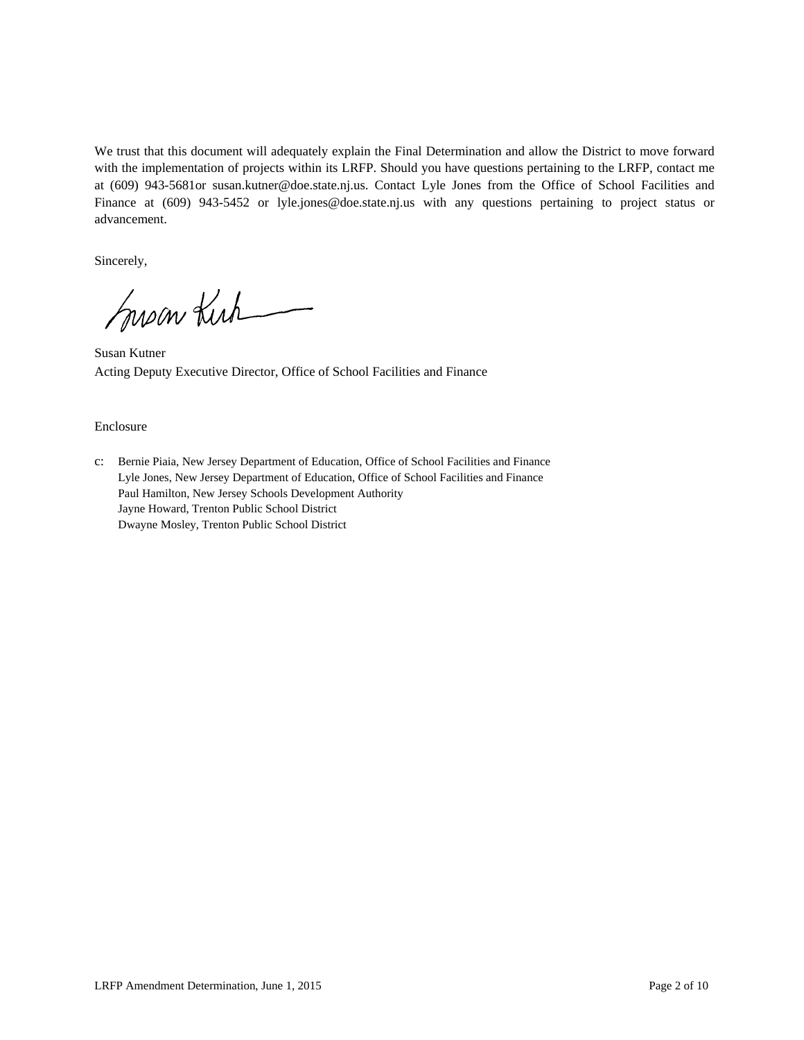We trust that this document will adequately explain the Final Determination and allow the District to move forward with the implementation of projects within its LRFP. Should you have questions pertaining to the LRFP, contact me at (609) 943-5681or susan.kutner@doe.state.nj.us. Contact Lyle Jones from the Office of School Facilities and Finance at (609) 943-5452 or lyle.jones@doe.state.nj.us with any questions pertaining to project status or advancement.

Sincerely,

Susan Kutner
Acting Deputy Executive Director, Office of School Facilities and Finance

Enclosure

c: Bernie Piaia, New Jersey Department of Education, Office of School Facilities and Finance
Lyle Jones, New Jersey Department of Education, Office of School Facilities and Finance
Paul Hamilton, New Jersey Schools Development Authority
Jayne Howard, Trenton Public School District
Dwayne Mosley, Trenton Public School District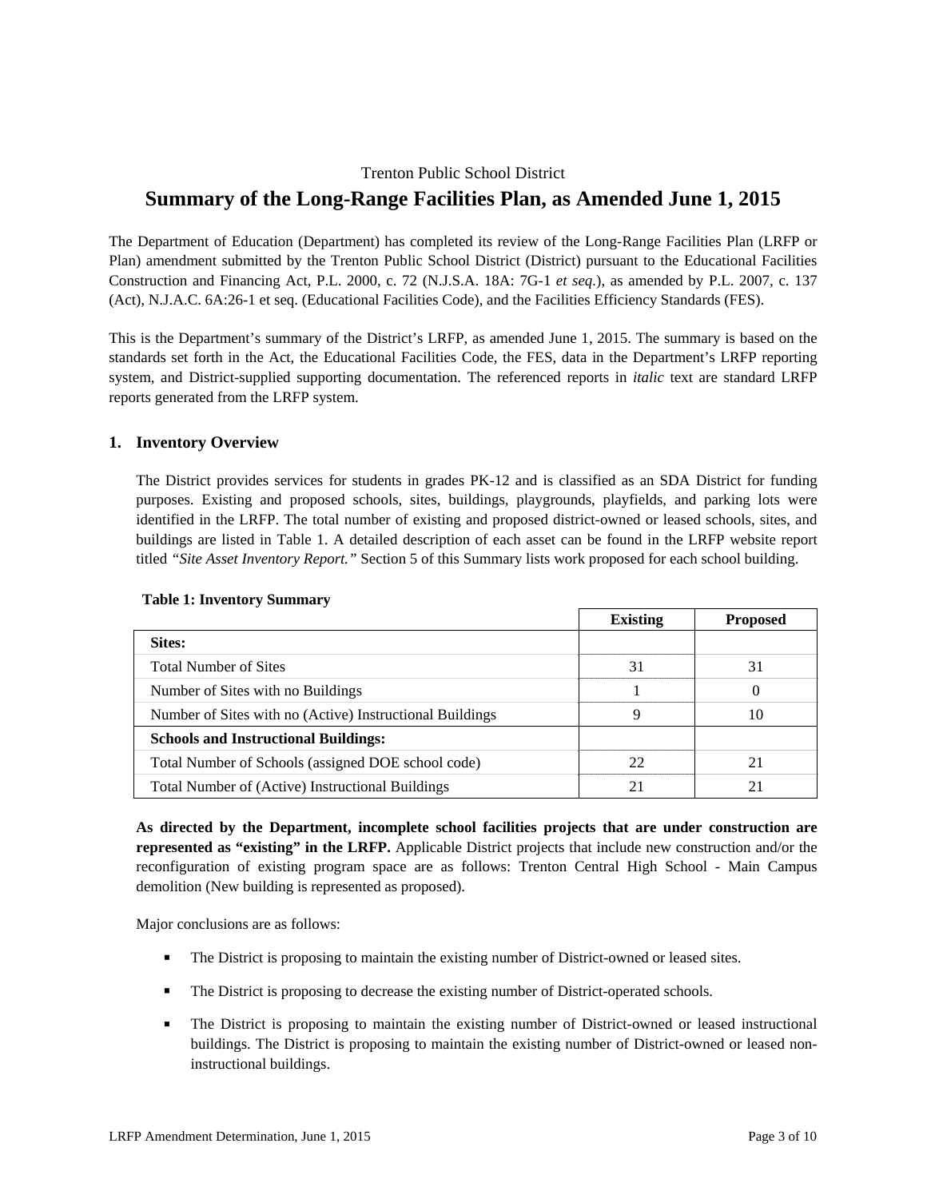Trenton Public School District

# Summary of the Long-Range Facilities Plan, as Amended June 1, 2015

The Department of Education (Department) has completed its review of the Long-Range Facilities Plan (LRFP or Plan) amendment submitted by the Trenton Public School District (District) pursuant to the Educational Facilities Construction and Financing Act, P.L. 2000, c. 72 (N.J.S.A. 18A: 7G-1 *et seq.*), as amended by P.L. 2007, c. 137 (Act), N.J.A.C. 6A:26-1 et seq. (Educational Facilities Code), and the Facilities Efficiency Standards (FES).

This is the Department's summary of the District's LRFP, as amended June 1, 2015. The summary is based on the standards set forth in the Act, the Educational Facilities Code, the FES, data in the Department's LRFP reporting system, and District-supplied supporting documentation. The referenced reports in *italic* text are standard LRFP reports generated from the LRFP system.

## 1. Inventory Overview

The District provides services for students in grades PK-12 and is classified as an SDA District for funding purposes. Existing and proposed schools, sites, buildings, playgrounds, playfields, and parking lots were identified in the LRFP. The total number of existing and proposed district-owned or leased schools, sites, and buildings are listed in Table 1. A detailed description of each asset can be found in the LRFP website report titled *"Site Asset Inventory Report."* Section 5 of this Summary lists work proposed for each school building.

**Table 1: Inventory Summary**

| | Existing | Proposed |
|---|---|---|
| **Sites:** | | |
| Total Number of Sites | 31 | 31 |
| Number of Sites with no Buildings | 1 | 0 |
| Number of Sites with no (Active) Instructional Buildings | 9 | 10 |
| **Schools and Instructional Buildings:** | | |
| Total Number of Schools (assigned DOE school code) | 22 | 21 |
| Total Number of (Active) Instructional Buildings | 21 | 21 |

**As directed by the Department, incomplete school facilities projects that are under construction are represented as "existing" in the LRFP.** Applicable District projects that include new construction and/or the reconfiguration of existing program space are as follows: Trenton Central High School - Main Campus demolition (New building is represented as proposed).

Major conclusions are as follows:

- The District is proposing to maintain the existing number of District-owned or leased sites.
- The District is proposing to decrease the existing number of District-operated schools.
- The District is proposing to maintain the existing number of District-owned or leased instructional buildings. The District is proposing to maintain the existing number of District-owned or leased non-instructional buildings.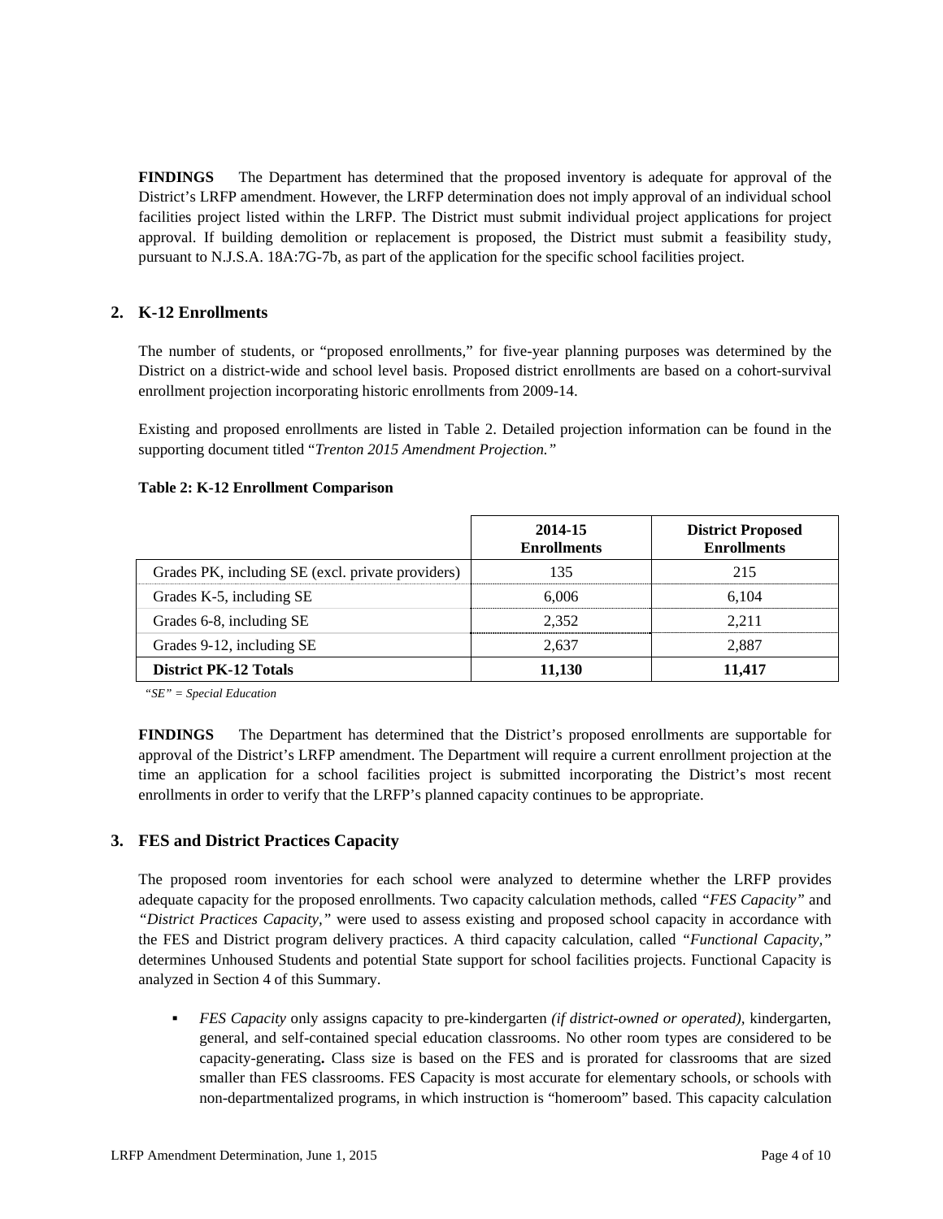**FINDINGS** The Department has determined that the proposed inventory is adequate for approval of the District's LRFP amendment. However, the LRFP determination does not imply approval of an individual school facilities project listed within the LRFP. The District must submit individual project applications for project approval. If building demolition or replacement is proposed, the District must submit a feasibility study, pursuant to N.J.S.A. 18A:7G-7b, as part of the application for the specific school facilities project.

## 2. K-12 Enrollments

The number of students, or "proposed enrollments," for five-year planning purposes was determined by the District on a district-wide and school level basis. Proposed district enrollments are based on a cohort-survival enrollment projection incorporating historic enrollments from 2009-14.

Existing and proposed enrollments are listed in Table 2. Detailed projection information can be found in the supporting document titled "*Trenton 2015 Amendment Projection.*"

**Table 2: K-12 Enrollment Comparison**

| | 2014-15 Enrollments | District Proposed Enrollments |
|---|---|---|
| Grades PK, including SE (excl. private providers) | 135 | 215 |
| Grades K-5, including SE | 6,006 | 6,104 |
| Grades 6-8, including SE | 2,352 | 2,211 |
| Grades 9-12, including SE | 2,637 | 2,887 |
| **District PK-12 Totals** | **11,130** | **11,417** |

*"SE" = Special Education*

**FINDINGS** The Department has determined that the District's proposed enrollments are supportable for approval of the District's LRFP amendment. The Department will require a current enrollment projection at the time an application for a school facilities project is submitted incorporating the District's most recent enrollments in order to verify that the LRFP's planned capacity continues to be appropriate.

## 3. FES and District Practices Capacity

The proposed room inventories for each school were analyzed to determine whether the LRFP provides adequate capacity for the proposed enrollments. Two capacity calculation methods, called *"FES Capacity"* and *"District Practices Capacity,"* were used to assess existing and proposed school capacity in accordance with the FES and District program delivery practices. A third capacity calculation, called *"Functional Capacity,"* determines Unhoused Students and potential State support for school facilities projects. Functional Capacity is analyzed in Section 4 of this Summary.

- *FES Capacity* only assigns capacity to pre-kindergarten *(if district-owned or operated),* kindergarten, general, and self-contained special education classrooms. No other room types are considered to be capacity-generating**.** Class size is based on the FES and is prorated for classrooms that are sized smaller than FES classrooms. FES Capacity is most accurate for elementary schools, or schools with non-departmentalized programs, in which instruction is "homeroom" based. This capacity calculation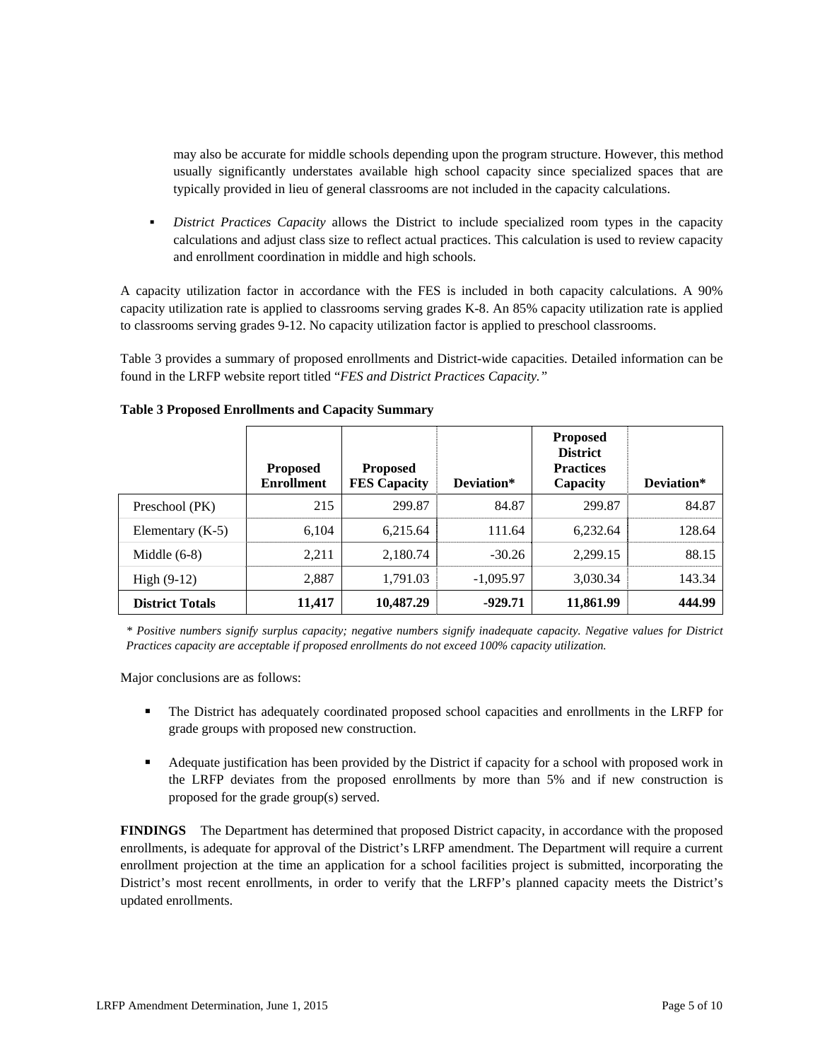may also be accurate for middle schools depending upon the program structure. However, this method usually significantly understates available high school capacity since specialized spaces that are typically provided in lieu of general classrooms are not included in the capacity calculations.

- *District Practices Capacity* allows the District to include specialized room types in the capacity calculations and adjust class size to reflect actual practices. This calculation is used to review capacity and enrollment coordination in middle and high schools.

A capacity utilization factor in accordance with the FES is included in both capacity calculations. A 90% capacity utilization rate is applied to classrooms serving grades K-8. An 85% capacity utilization rate is applied to classrooms serving grades 9-12. No capacity utilization factor is applied to preschool classrooms.

Table 3 provides a summary of proposed enrollments and District-wide capacities. Detailed information can be found in the LRFP website report titled "*FES and District Practices Capacity.*"

**Table 3 Proposed Enrollments and Capacity Summary**

| | Proposed Enrollment | Proposed FES Capacity | Deviation* | Proposed District Practices Capacity | Deviation* |
|---|---|---|---|---|---|
| Preschool (PK) | 215 | 299.87 | 84.87 | 299.87 | 84.87 |
| Elementary (K-5) | 6,104 | 6,215.64 | 111.64 | 6,232.64 | 128.64 |
| Middle (6-8) | 2,211 | 2,180.74 | -30.26 | 2,299.15 | 88.15 |
| High (9-12) | 2,887 | 1,791.03 | -1,095.97 | 3,030.34 | 143.34 |
| **District Totals** | **11,417** | **10,487.29** | **-929.71** | **11,861.99** | **444.99** |

*\* Positive numbers signify surplus capacity; negative numbers signify inadequate capacity. Negative values for District Practices capacity are acceptable if proposed enrollments do not exceed 100% capacity utilization.*

Major conclusions are as follows:

- The District has adequately coordinated proposed school capacities and enrollments in the LRFP for grade groups with proposed new construction.
- Adequate justification has been provided by the District if capacity for a school with proposed work in the LRFP deviates from the proposed enrollments by more than 5% and if new construction is proposed for the grade group(s) served.

**FINDINGS** The Department has determined that proposed District capacity, in accordance with the proposed enrollments, is adequate for approval of the District's LRFP amendment. The Department will require a current enrollment projection at the time an application for a school facilities project is submitted, incorporating the District's most recent enrollments, in order to verify that the LRFP's planned capacity meets the District's updated enrollments.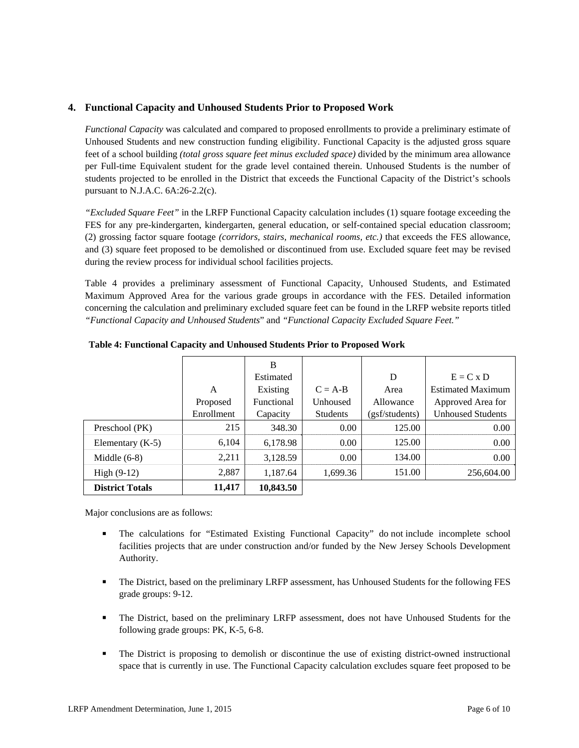## 4. Functional Capacity and Unhoused Students Prior to Proposed Work

*Functional Capacity* was calculated and compared to proposed enrollments to provide a preliminary estimate of Unhoused Students and new construction funding eligibility. Functional Capacity is the adjusted gross square feet of a school building *(total gross square feet minus excluded space)* divided by the minimum area allowance per Full-time Equivalent student for the grade level contained therein. Unhoused Students is the number of students projected to be enrolled in the District that exceeds the Functional Capacity of the District's schools pursuant to N.J.A.C. 6A:26-2.2(c).

*"Excluded Square Feet"* in the LRFP Functional Capacity calculation includes (1) square footage exceeding the FES for any pre-kindergarten, kindergarten, general education, or self-contained special education classroom; (2) grossing factor square footage *(corridors, stairs, mechanical rooms, etc.)* that exceeds the FES allowance, and (3) square feet proposed to be demolished or discontinued from use. Excluded square feet may be revised during the review process for individual school facilities projects.

Table 4 provides a preliminary assessment of Functional Capacity, Unhoused Students, and Estimated Maximum Approved Area for the various grade groups in accordance with the FES. Detailed information concerning the calculation and preliminary excluded square feet can be found in the LRFP website reports titled *"Functional Capacity and Unhoused Students"* and *"Functional Capacity Excluded Square Feet."*

**Table 4: Functional Capacity and Unhoused Students Prior to Proposed Work**

| | A Proposed Enrollment | B Estimated Existing Functional Capacity | C = A-B Unhoused Students | D Area Allowance (gsf/students) | E = C x D Estimated Maximum Approved Area for Unhoused Students |
|---|---|---|---|---|---|
| Preschool (PK) | 215 | 348.30 | 0.00 | 125.00 | 0.00 |
| Elementary (K-5) | 6,104 | 6,178.98 | 0.00 | 125.00 | 0.00 |
| Middle (6-8) | 2,211 | 3,128.59 | 0.00 | 134.00 | 0.00 |
| High (9-12) | 2,887 | 1,187.64 | 1,699.36 | 151.00 | 256,604.00 |
| **District Totals** | **11,417** | **10,843.50** | | | |

Major conclusions are as follows:

- The calculations for "Estimated Existing Functional Capacity" do not include incomplete school facilities projects that are under construction and/or funded by the New Jersey Schools Development Authority.
- The District, based on the preliminary LRFP assessment, has Unhoused Students for the following FES grade groups: 9-12.
- The District, based on the preliminary LRFP assessment, does not have Unhoused Students for the following grade groups: PK, K-5, 6-8.
- The District is proposing to demolish or discontinue the use of existing district-owned instructional space that is currently in use. The Functional Capacity calculation excludes square feet proposed to be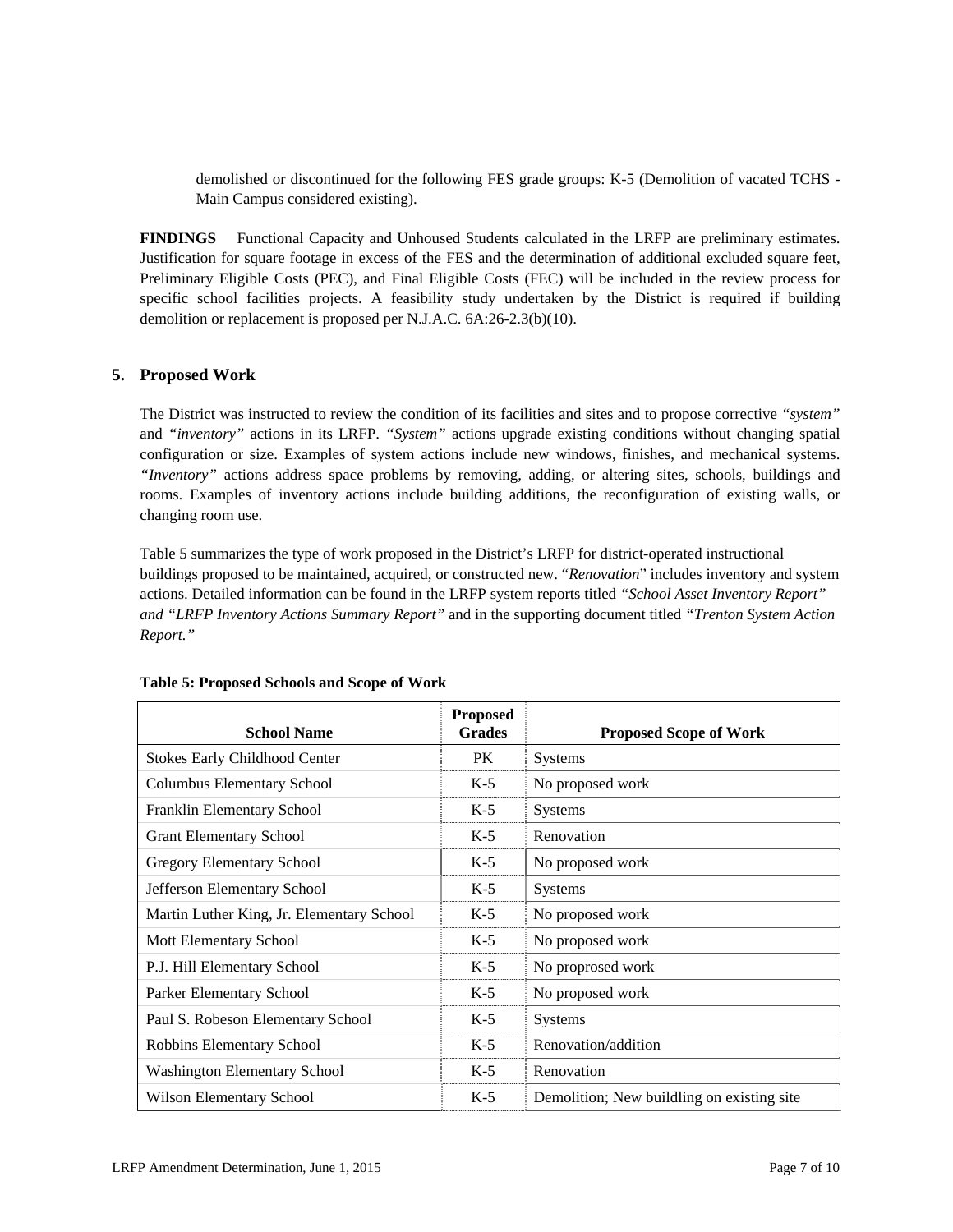demolished or discontinued for the following FES grade groups: K-5 (Demolition of vacated TCHS - Main Campus considered existing).

**FINDINGS** Functional Capacity and Unhoused Students calculated in the LRFP are preliminary estimates. Justification for square footage in excess of the FES and the determination of additional excluded square feet, Preliminary Eligible Costs (PEC), and Final Eligible Costs (FEC) will be included in the review process for specific school facilities projects. A feasibility study undertaken by the District is required if building demolition or replacement is proposed per N.J.A.C. 6A:26-2.3(b)(10).

## 5. Proposed Work

The District was instructed to review the condition of its facilities and sites and to propose corrective *"system"* and *"inventory"* actions in its LRFP. *"System"* actions upgrade existing conditions without changing spatial configuration or size. Examples of system actions include new windows, finishes, and mechanical systems. *"Inventory"* actions address space problems by removing, adding, or altering sites, schools, buildings and rooms. Examples of inventory actions include building additions, the reconfiguration of existing walls, or changing room use.

Table 5 summarizes the type of work proposed in the District's LRFP for district-operated instructional buildings proposed to be maintained, acquired, or constructed new. "*Renovation*" includes inventory and system actions. Detailed information can be found in the LRFP system reports titled *"School Asset Inventory Report" and "LRFP Inventory Actions Summary Report"* and in the supporting document titled *"Trenton System Action Report."*

**Table 5: Proposed Schools and Scope of Work**

| School Name | Proposed Grades | Proposed Scope of Work |
|---|---|---|
| Stokes Early Childhood Center | PK | Systems |
| Columbus Elementary School | K-5 | No proposed work |
| Franklin Elementary School | K-5 | Systems |
| Grant Elementary School | K-5 | Renovation |
| Gregory Elementary School | K-5 | No proposed work |
| Jefferson Elementary School | K-5 | Systems |
| Martin Luther King, Jr. Elementary School | K-5 | No proposed work |
| Mott Elementary School | K-5 | No proposed work |
| P.J. Hill Elementary School | K-5 | No proprosed work |
| Parker Elementary School | K-5 | No proposed work |
| Paul S. Robeson Elementary School | K-5 | Systems |
| Robbins Elementary School | K-5 | Renovation/addition |
| Washington Elementary School | K-5 | Renovation |
| Wilson Elementary School | K-5 | Demolition; New buildling on existing site |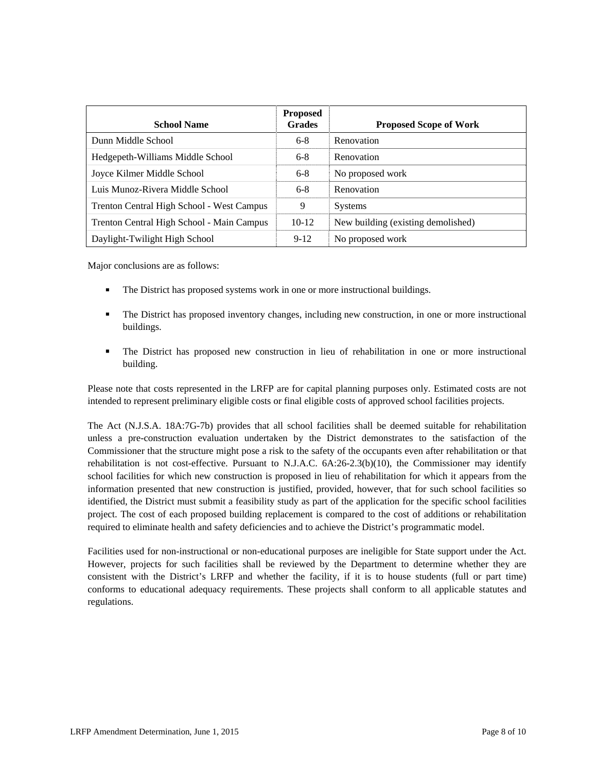| School Name | Proposed Grades | Proposed Scope of Work |
| --- | --- | --- |
| Dunn Middle School | 6-8 | Renovation |
| Hedgepeth-Williams Middle School | 6-8 | Renovation |
| Joyce Kilmer Middle School | 6-8 | No proposed work |
| Luis Munoz-Rivera Middle School | 6-8 | Renovation |
| Trenton Central High School - West Campus | 9 | Systems |
| Trenton Central High School - Main Campus | 10-12 | New building (existing demolished) |
| Daylight-Twilight High School | 9-12 | No proposed work |

Major conclusions are as follows:

- The District has proposed systems work in one or more instructional buildings.
- The District has proposed inventory changes, including new construction, in one or more instructional buildings.
- The District has proposed new construction in lieu of rehabilitation in one or more instructional building.

Please note that costs represented in the LRFP are for capital planning purposes only. Estimated costs are not intended to represent preliminary eligible costs or final eligible costs of approved school facilities projects.

The Act (N.J.S.A. 18A:7G-7b) provides that all school facilities shall be deemed suitable for rehabilitation unless a pre-construction evaluation undertaken by the District demonstrates to the satisfaction of the Commissioner that the structure might pose a risk to the safety of the occupants even after rehabilitation or that rehabilitation is not cost-effective. Pursuant to N.J.A.C. 6A:26-2.3(b)(10), the Commissioner may identify school facilities for which new construction is proposed in lieu of rehabilitation for which it appears from the information presented that new construction is justified, provided, however, that for such school facilities so identified, the District must submit a feasibility study as part of the application for the specific school facilities project. The cost of each proposed building replacement is compared to the cost of additions or rehabilitation required to eliminate health and safety deficiencies and to achieve the District's programmatic model.

Facilities used for non-instructional or non-educational purposes are ineligible for State support under the Act. However, projects for such facilities shall be reviewed by the Department to determine whether they are consistent with the District's LRFP and whether the facility, if it is to house students (full or part time) conforms to educational adequacy requirements. These projects shall conform to all applicable statutes and regulations.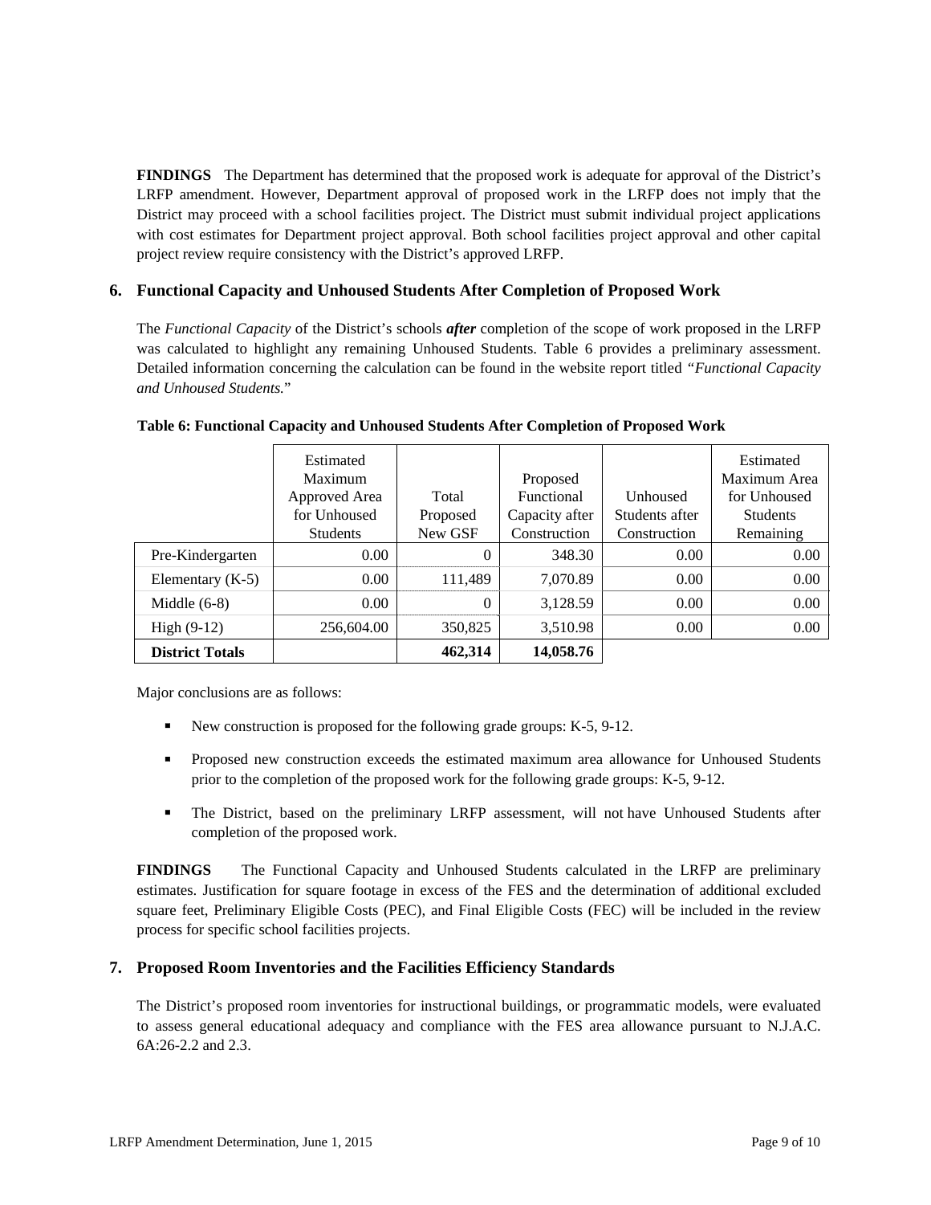**FINDINGS** The Department has determined that the proposed work is adequate for approval of the District's LRFP amendment. However, Department approval of proposed work in the LRFP does not imply that the District may proceed with a school facilities project. The District must submit individual project applications with cost estimates for Department project approval. Both school facilities project approval and other capital project review require consistency with the District's approved LRFP.

## 6. Functional Capacity and Unhoused Students After Completion of Proposed Work

The *Functional Capacity* of the District's schools ***after*** completion of the scope of work proposed in the LRFP was calculated to highlight any remaining Unhoused Students. Table 6 provides a preliminary assessment. Detailed information concerning the calculation can be found in the website report titled "*Functional Capacity and Unhoused Students.*"

**Table 6: Functional Capacity and Unhoused Students After Completion of Proposed Work**

| | Estimated Maximum Approved Area for Unhoused Students | Total Proposed New GSF | Proposed Functional Capacity after Construction | Unhoused Students after Construction | Estimated Maximum Area for Unhoused Students Remaining |
|---|---|---|---|---|---|
| Pre-Kindergarten | 0.00 | 0 | 348.30 | 0.00 | 0.00 |
| Elementary (K-5) | 0.00 | 111,489 | 7,070.89 | 0.00 | 0.00 |
| Middle (6-8) | 0.00 | 0 | 3,128.59 | 0.00 | 0.00 |
| High (9-12) | 256,604.00 | 350,825 | 3,510.98 | 0.00 | 0.00 |
| **District Totals** | | **462,314** | **14,058.76** | | |

Major conclusions are as follows:

- New construction is proposed for the following grade groups: K-5, 9-12.
- Proposed new construction exceeds the estimated maximum area allowance for Unhoused Students prior to the completion of the proposed work for the following grade groups: K-5, 9-12.
- The District, based on the preliminary LRFP assessment, will not have Unhoused Students after completion of the proposed work.

**FINDINGS** The Functional Capacity and Unhoused Students calculated in the LRFP are preliminary estimates. Justification for square footage in excess of the FES and the determination of additional excluded square feet, Preliminary Eligible Costs (PEC), and Final Eligible Costs (FEC) will be included in the review process for specific school facilities projects.

## 7. Proposed Room Inventories and the Facilities Efficiency Standards

The District's proposed room inventories for instructional buildings, or programmatic models, were evaluated to assess general educational adequacy and compliance with the FES area allowance pursuant to N.J.A.C. 6A:26-2.2 and 2.3.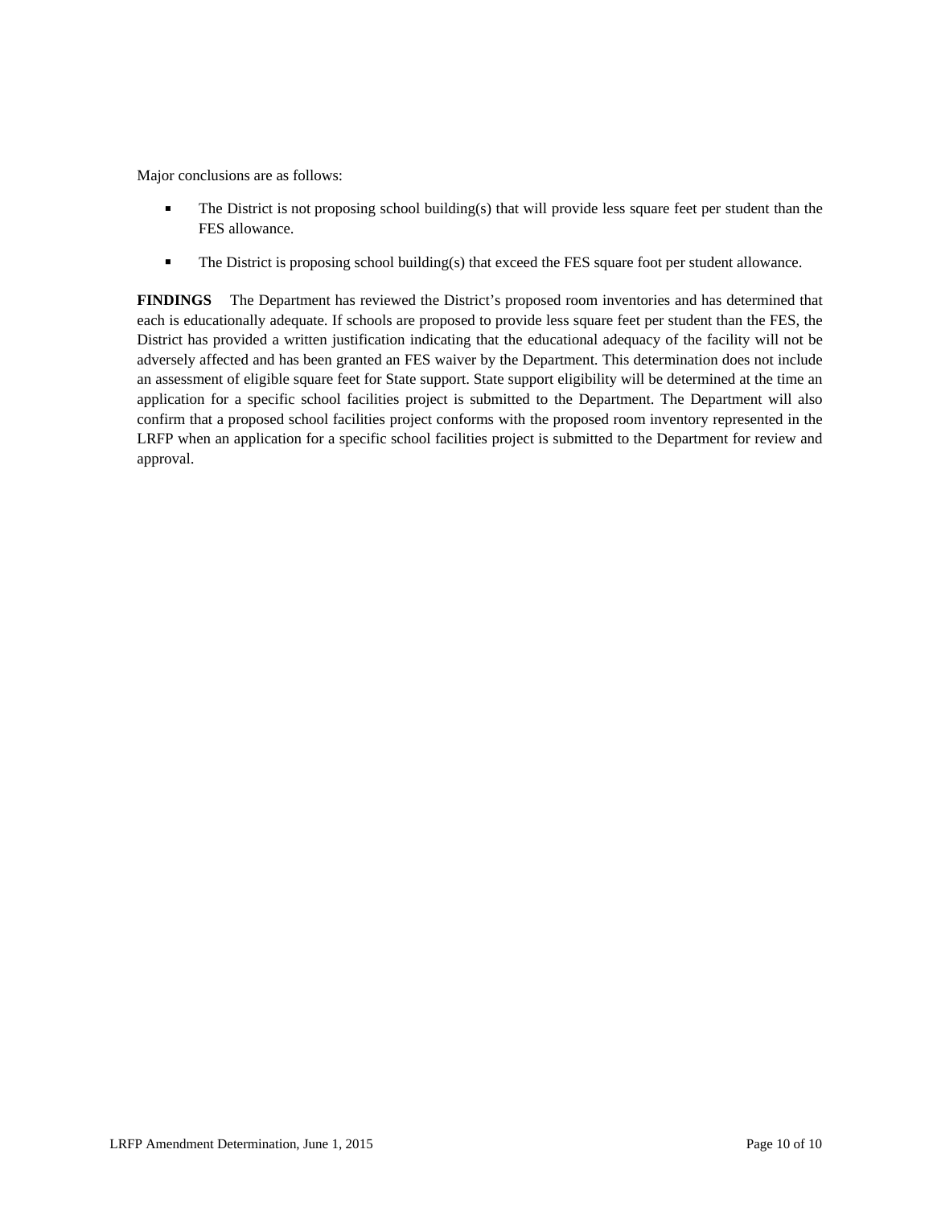Major conclusions are as follows:

- The District is not proposing school building(s) that will provide less square feet per student than the FES allowance.
- The District is proposing school building(s) that exceed the FES square foot per student allowance.

**FINDINGS** The Department has reviewed the District's proposed room inventories and has determined that each is educationally adequate. If schools are proposed to provide less square feet per student than the FES, the District has provided a written justification indicating that the educational adequacy of the facility will not be adversely affected and has been granted an FES waiver by the Department. This determination does not include an assessment of eligible square feet for State support. State support eligibility will be determined at the time an application for a specific school facilities project is submitted to the Department. The Department will also confirm that a proposed school facilities project conforms with the proposed room inventory represented in the LRFP when an application for a specific school facilities project is submitted to the Department for review and approval.